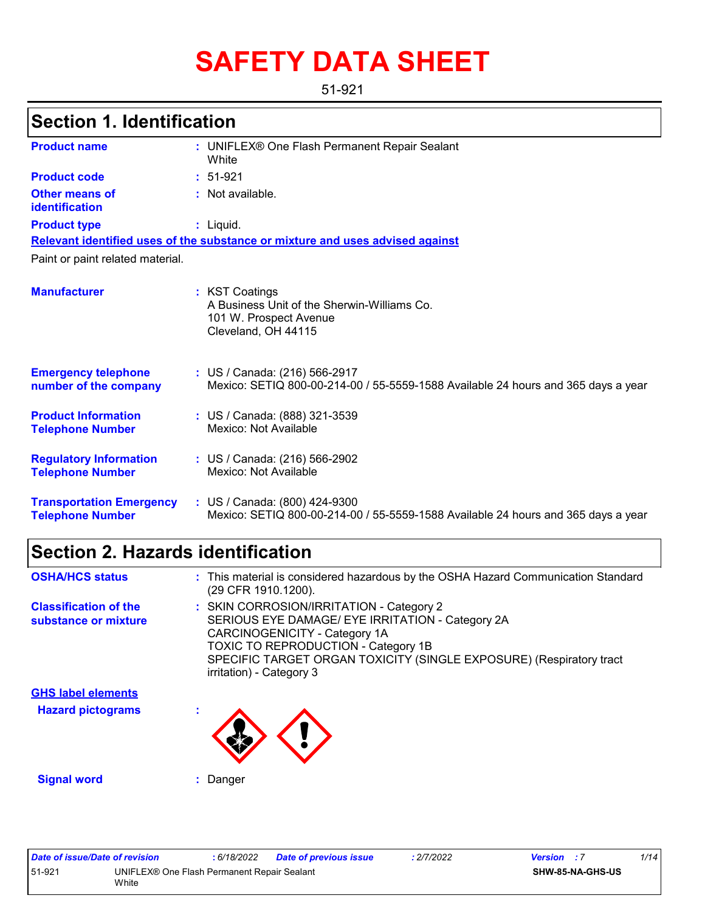# SAFETY DATA SHEET

51-921

## Section 1. Identification

| | | |
|---|---|---|
| **Product name** | : | UNIFLEX® One Flash Permanent Repair Sealant White |
| **Product code** | : | 51-921 |
| **Other means of identification** | : | Not available. |
| **Product type** | : | Liquid. |

**Relevant identified uses of the substance or mixture and uses advised against**

Paint or paint related material.

| | | |
|---|---|---|
| **Manufacturer** | : | KST Coatings<br>A Business Unit of the Sherwin-Williams Co.<br>101 W. Prospect Avenue<br>Cleveland, OH 44115 |
| **Emergency telephone number of the company** | : | US / Canada: (216) 566-2917<br>Mexico: SETIQ 800-00-214-00 / 55-5559-1588 Available 24 hours and 365 days a year |
| **Product Information Telephone Number** | : | US / Canada: (888) 321-3539<br>Mexico: Not Available |
| **Regulatory Information Telephone Number** | : | US / Canada: (216) 566-2902<br>Mexico: Not Available |
| **Transportation Emergency Telephone Number** | : | US / Canada: (800) 424-9300<br>Mexico: SETIQ 800-00-214-00 / 55-5559-1588 Available 24 hours and 365 days a year |

## Section 2. Hazards identification

| | | |
|---|---|---|
| **OSHA/HCS status** | : | This material is considered hazardous by the OSHA Hazard Communication Standard (29 CFR 1910.1200). |
| **Classification of the substance or mixture** | : | SKIN CORROSION/IRRITATION - Category 2<br>SERIOUS EYE DAMAGE/ EYE IRRITATION - Category 2A<br>CARCINOGENICITY - Category 1A<br>TOXIC TO REPRODUCTION - Category 1B<br>SPECIFIC TARGET ORGAN TOXICITY (SINGLE EXPOSURE) (Respiratory tract irritation) - Category 3 |

**GHS label elements**

**Hazard pictograms** :

**Signal word** : Danger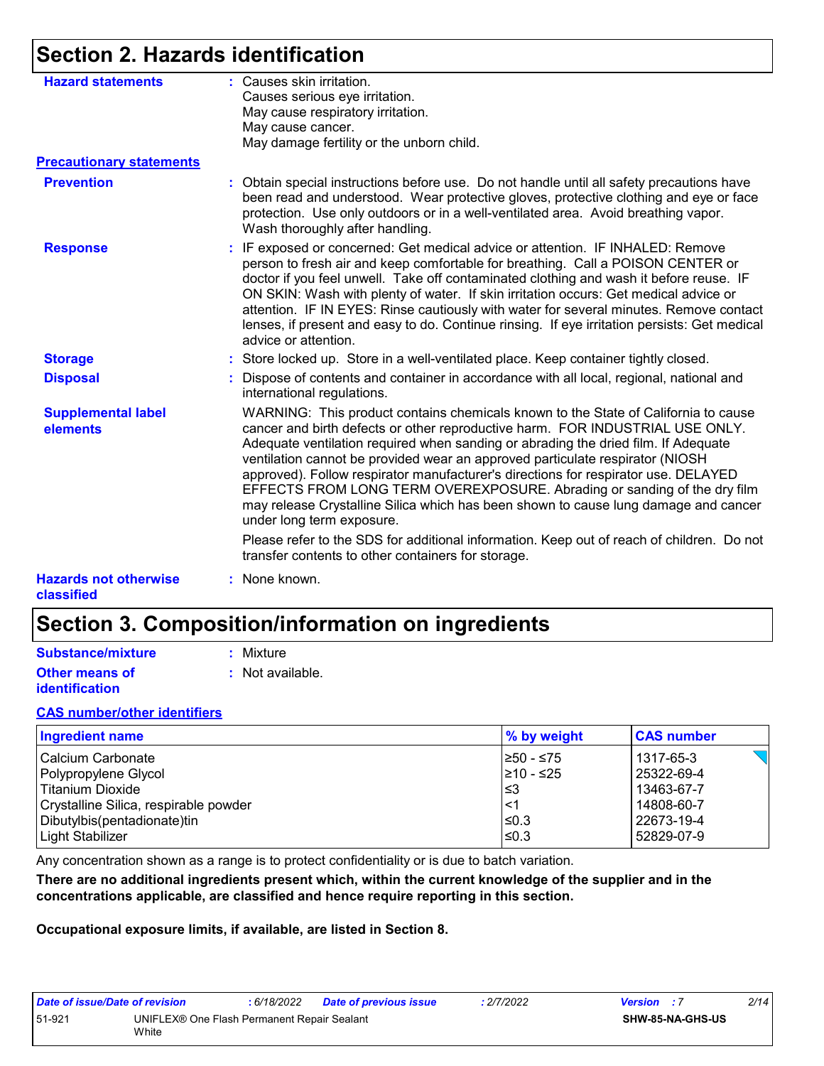## Section 2. Hazards identification

**Hazard statements** : Causes skin irritation.
Causes serious eye irritation.
May cause respiratory irritation.
May cause cancer.
May damage fertility or the unborn child.

**Precautionary statements**

**Prevention** : Obtain special instructions before use. Do not handle until all safety precautions have been read and understood. Wear protective gloves, protective clothing and eye or face protection. Use only outdoors or in a well-ventilated area. Avoid breathing vapor. Wash thoroughly after handling.

**Response** : IF exposed or concerned: Get medical advice or attention. IF INHALED: Remove person to fresh air and keep comfortable for breathing. Call a POISON CENTER or doctor if you feel unwell. Take off contaminated clothing and wash it before reuse. IF ON SKIN: Wash with plenty of water. If skin irritation occurs: Get medical advice or attention. IF IN EYES: Rinse cautiously with water for several minutes. Remove contact lenses, if present and easy to do. Continue rinsing. If eye irritation persists: Get medical advice or attention.

**Storage** : Store locked up. Store in a well-ventilated place. Keep container tightly closed.

**Disposal** : Dispose of contents and container in accordance with all local, regional, national and international regulations.

**Supplemental label elements** : WARNING: This product contains chemicals known to the State of California to cause cancer and birth defects or other reproductive harm. FOR INDUSTRIAL USE ONLY. Adequate ventilation required when sanding or abrading the dried film. If Adequate ventilation cannot be provided wear an approved particulate respirator (NIOSH approved). Follow respirator manufacturer's directions for respirator use. DELAYED EFFECTS FROM LONG TERM OVEREXPOSURE. Abrading or sanding of the dry film may release Crystalline Silica which has been shown to cause lung damage and cancer under long term exposure.

Please refer to the SDS for additional information. Keep out of reach of children. Do not transfer contents to other containers for storage.

**Hazards not otherwise classified** : None known.

## Section 3. Composition/information on ingredients

**Substance/mixture** : Mixture

**Other means of identification** : Not available.

**CAS number/other identifiers**

| Ingredient name | % by weight | CAS number |
|---|---|---|
| Calcium Carbonate | ≥50 - ≤75 | 1317-65-3 |
| Polypropylene Glycol | ≥10 - ≤25 | 25322-69-4 |
| Titanium Dioxide | ≤3 | 13463-67-7 |
| Crystalline Silica, respirable powder | <1 | 14808-60-7 |
| Dibutylbis(pentadionate)tin | ≤0.3 | 22673-19-4 |
| Light Stabilizer | ≤0.3 | 52829-07-9 |

Any concentration shown as a range is to protect confidentiality or is due to batch variation.

**There are no additional ingredients present which, within the current knowledge of the supplier and in the concentrations applicable, are classified and hence require reporting in this section.**

**Occupational exposure limits, if available, are listed in Section 8.**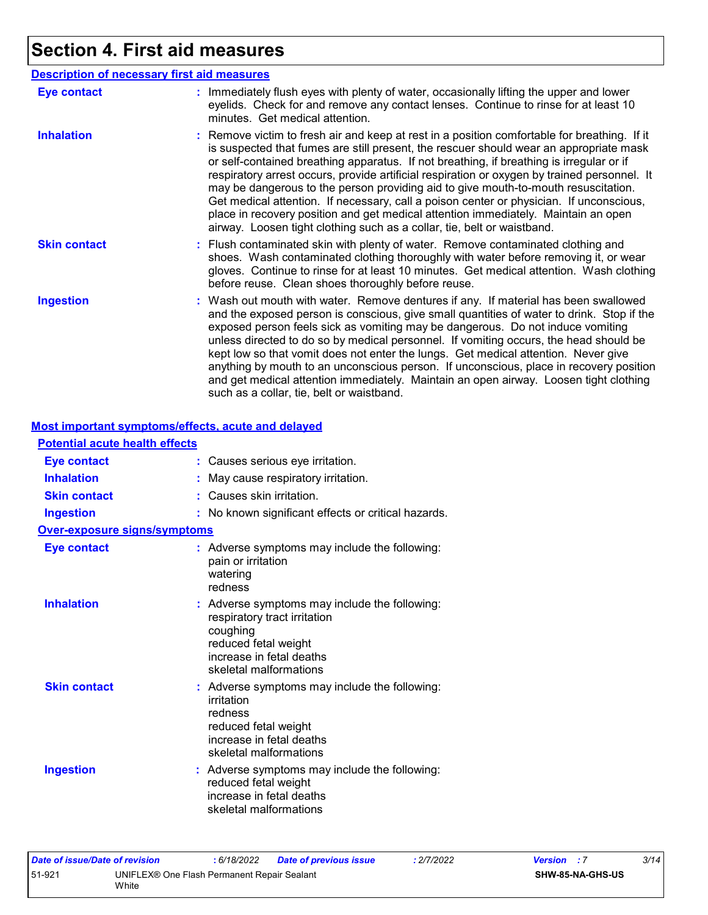# Section 4. First aid measures

## Description of necessary first aid measures

**Eye contact** : Immediately flush eyes with plenty of water, occasionally lifting the upper and lower eyelids. Check for and remove any contact lenses. Continue to rinse for at least 10 minutes. Get medical attention.

**Inhalation** : Remove victim to fresh air and keep at rest in a position comfortable for breathing. If it is suspected that fumes are still present, the rescuer should wear an appropriate mask or self-contained breathing apparatus. If not breathing, if breathing is irregular or if respiratory arrest occurs, provide artificial respiration or oxygen by trained personnel. It may be dangerous to the person providing aid to give mouth-to-mouth resuscitation. Get medical attention. If necessary, call a poison center or physician. If unconscious, place in recovery position and get medical attention immediately. Maintain an open airway. Loosen tight clothing such as a collar, tie, belt or waistband.

**Skin contact** : Flush contaminated skin with plenty of water. Remove contaminated clothing and shoes. Wash contaminated clothing thoroughly with water before removing it, or wear gloves. Continue to rinse for at least 10 minutes. Get medical attention. Wash clothing before reuse. Clean shoes thoroughly before reuse.

**Ingestion** : Wash out mouth with water. Remove dentures if any. If material has been swallowed and the exposed person is conscious, give small quantities of water to drink. Stop if the exposed person feels sick as vomiting may be dangerous. Do not induce vomiting unless directed to do so by medical personnel. If vomiting occurs, the head should be kept low so that vomit does not enter the lungs. Get medical attention. Never give anything by mouth to an unconscious person. If unconscious, place in recovery position and get medical attention immediately. Maintain an open airway. Loosen tight clothing such as a collar, tie, belt or waistband.

## Most important symptoms/effects, acute and delayed

### Potential acute health effects

**Eye contact** : Causes serious eye irritation.

**Inhalation** : May cause respiratory irritation.

**Skin contact** : Causes skin irritation.

**Ingestion** : No known significant effects or critical hazards.

### Over-exposure signs/symptoms

**Eye contact** : Adverse symptoms may include the following:
pain or irritation
watering
redness

**Inhalation** : Adverse symptoms may include the following:
respiratory tract irritation
coughing
reduced fetal weight
increase in fetal deaths
skeletal malformations

**Skin contact** : Adverse symptoms may include the following:
irritation
redness
reduced fetal weight
increase in fetal deaths
skeletal malformations

**Ingestion** : Adverse symptoms may include the following:
reduced fetal weight
increase in fetal deaths
skeletal malformations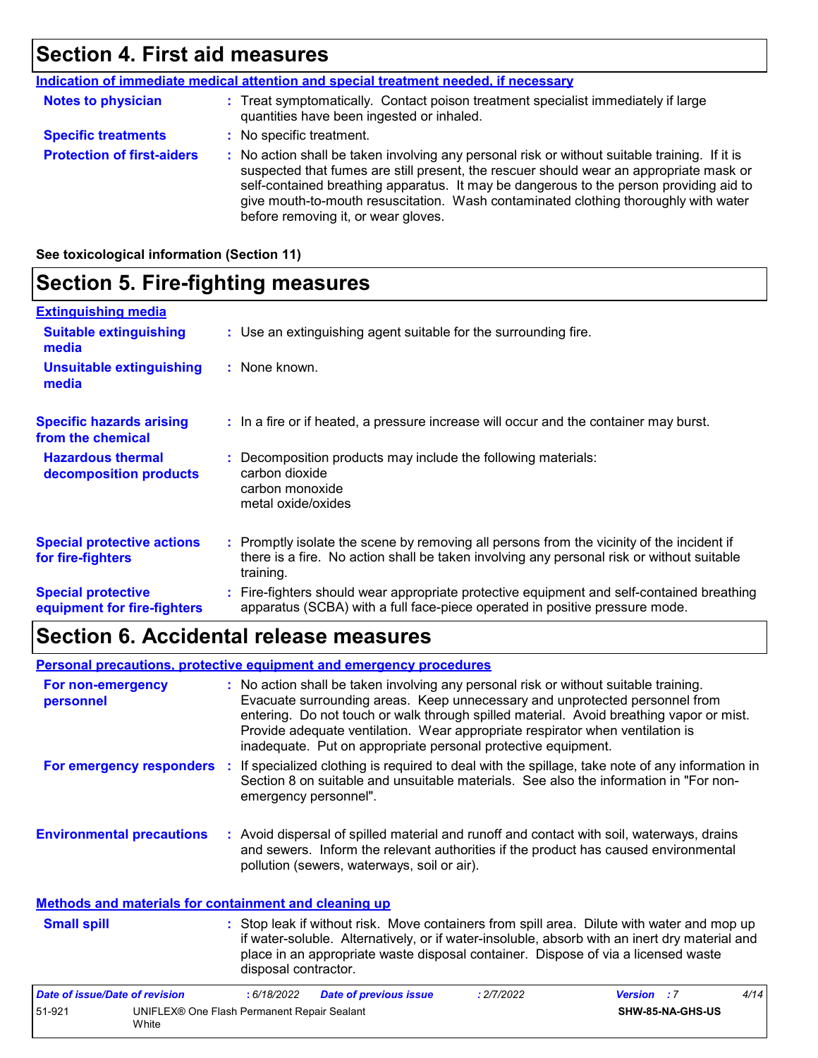# Section 4. First aid measures

**Indication of immediate medical attention and special treatment needed, if necessary**

**Notes to physician** : Treat symptomatically. Contact poison treatment specialist immediately if large quantities have been ingested or inhaled.

**Specific treatments** : No specific treatment.

**Protection of first-aiders** : No action shall be taken involving any personal risk or without suitable training. If it is suspected that fumes are still present, the rescuer should wear an appropriate mask or self-contained breathing apparatus. It may be dangerous to the person providing aid to give mouth-to-mouth resuscitation. Wash contaminated clothing thoroughly with water before removing it, or wear gloves.

**See toxicological information (Section 11)**

# Section 5. Fire-fighting measures

**Extinguishing media**

**Suitable extinguishing media** : Use an extinguishing agent suitable for the surrounding fire.

**Unsuitable extinguishing media** : None known.

**Specific hazards arising from the chemical** : In a fire or if heated, a pressure increase will occur and the container may burst.

**Hazardous thermal decomposition products** : Decomposition products may include the following materials:
carbon dioxide
carbon monoxide
metal oxide/oxides

**Special protective actions for fire-fighters** : Promptly isolate the scene by removing all persons from the vicinity of the incident if there is a fire. No action shall be taken involving any personal risk or without suitable training.

**Special protective equipment for fire-fighters** : Fire-fighters should wear appropriate protective equipment and self-contained breathing apparatus (SCBA) with a full face-piece operated in positive pressure mode.

# Section 6. Accidental release measures

**Personal precautions, protective equipment and emergency procedures**

**For non-emergency personnel** : No action shall be taken involving any personal risk or without suitable training. Evacuate surrounding areas. Keep unnecessary and unprotected personnel from entering. Do not touch or walk through spilled material. Avoid breathing vapor or mist. Provide adequate ventilation. Wear appropriate respirator when ventilation is inadequate. Put on appropriate personal protective equipment.

**For emergency responders** : If specialized clothing is required to deal with the spillage, take note of any information in Section 8 on suitable and unsuitable materials. See also the information in "For non-emergency personnel".

**Environmental precautions** : Avoid dispersal of spilled material and runoff and contact with soil, waterways, drains and sewers. Inform the relevant authorities if the product has caused environmental pollution (sewers, waterways, soil or air).

**Methods and materials for containment and cleaning up**

**Small spill** : Stop leak if without risk. Move containers from spill area. Dilute with water and mop up if water-soluble. Alternatively, or if water-insoluble, absorb with an inert dry material and place in an appropriate waste disposal container. Dispose of via a licensed waste disposal contractor.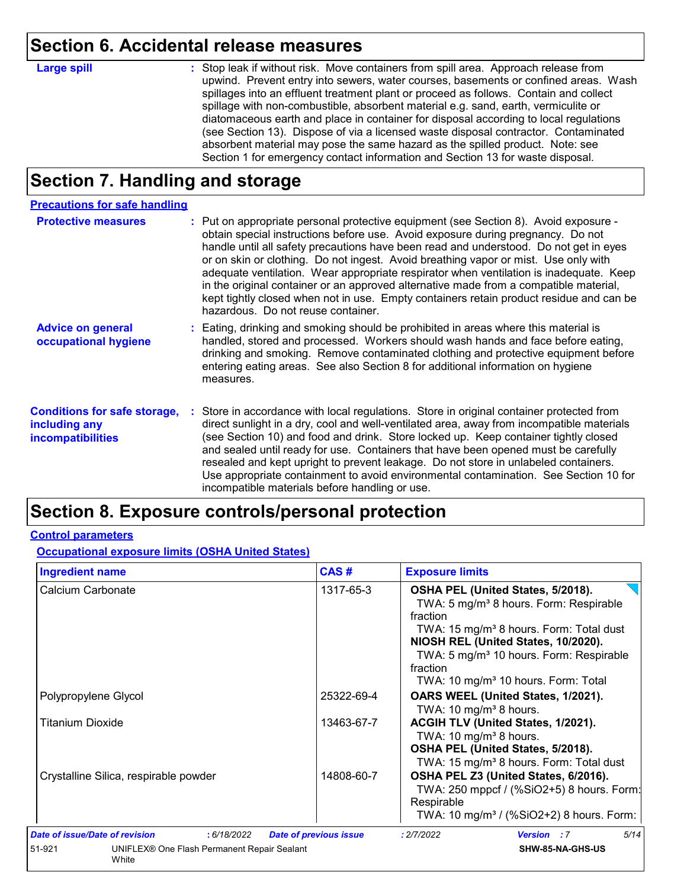## Section 6. Accidental release measures

**Large spill** : Stop leak if without risk. Move containers from spill area. Approach release from upwind. Prevent entry into sewers, water courses, basements or confined areas. Wash spillages into an effluent treatment plant or proceed as follows. Contain and collect spillage with non-combustible, absorbent material e.g. sand, earth, vermiculite or diatomaceous earth and place in container for disposal according to local regulations (see Section 13). Dispose of via a licensed waste disposal contractor. Contaminated absorbent material may pose the same hazard as the spilled product. Note: see Section 1 for emergency contact information and Section 13 for waste disposal.

## Section 7. Handling and storage

### Precautions for safe handling

**Protective measures** : Put on appropriate personal protective equipment (see Section 8). Avoid exposure - obtain special instructions before use. Avoid exposure during pregnancy. Do not handle until all safety precautions have been read and understood. Do not get in eyes or on skin or clothing. Do not ingest. Avoid breathing vapor or mist. Use only with adequate ventilation. Wear appropriate respirator when ventilation is inadequate. Keep in the original container or an approved alternative made from a compatible material, kept tightly closed when not in use. Empty containers retain product residue and can be hazardous. Do not reuse container.

**Advice on general occupational hygiene** : Eating, drinking and smoking should be prohibited in areas where this material is handled, stored and processed. Workers should wash hands and face before eating, drinking and smoking. Remove contaminated clothing and protective equipment before entering eating areas. See also Section 8 for additional information on hygiene measures.

**Conditions for safe storage, including any incompatibilities** : Store in accordance with local regulations. Store in original container protected from direct sunlight in a dry, cool and well-ventilated area, away from incompatible materials (see Section 10) and food and drink. Store locked up. Keep container tightly closed and sealed until ready for use. Containers that have been opened must be carefully resealed and kept upright to prevent leakage. Do not store in unlabeled containers. Use appropriate containment to avoid environmental contamination. See Section 10 for incompatible materials before handling or use.

## Section 8. Exposure controls/personal protection

### Control parameters

#### Occupational exposure limits (OSHA United States)

| Ingredient name | CAS # | Exposure limits |
|---|---|---|
| Calcium Carbonate | 1317-65-3 | **OSHA PEL (United States, 5/2018).**<br>TWA: 5 mg/m³ 8 hours. Form: Respirable fraction<br>TWA: 15 mg/m³ 8 hours. Form: Total dust<br>**NIOSH REL (United States, 10/2020).**<br>TWA: 5 mg/m³ 10 hours. Form: Respirable fraction<br>TWA: 10 mg/m³ 10 hours. Form: Total |
| Polypropylene Glycol | 25322-69-4 | **OARS WEEL (United States, 1/2021).**<br>TWA: 10 mg/m³ 8 hours. |
| Titanium Dioxide | 13463-67-7 | **ACGIH TLV (United States, 1/2021).**<br>TWA: 10 mg/m³ 8 hours.<br>**OSHA PEL (United States, 5/2018).**<br>TWA: 15 mg/m³ 8 hours. Form: Total dust |
| Crystalline Silica, respirable powder | 14808-60-7 | **OSHA PEL Z3 (United States, 6/2016).**<br>TWA: 250 mppcf / (%SiO2+5) 8 hours. Form: Respirable<br>TWA: 10 mg/m³ / (%SiO2+2) 8 hours. Form: |

| Date of issue/Date of revision | : 6/18/2022 | Date of previous issue | : 2/7/2022 | Version : 7 |
|---|---|---|---|---|
| 51-921 | UNIFLEX® One Flash Permanent Repair Sealant White | | | SHW-85-NA-GHS-US |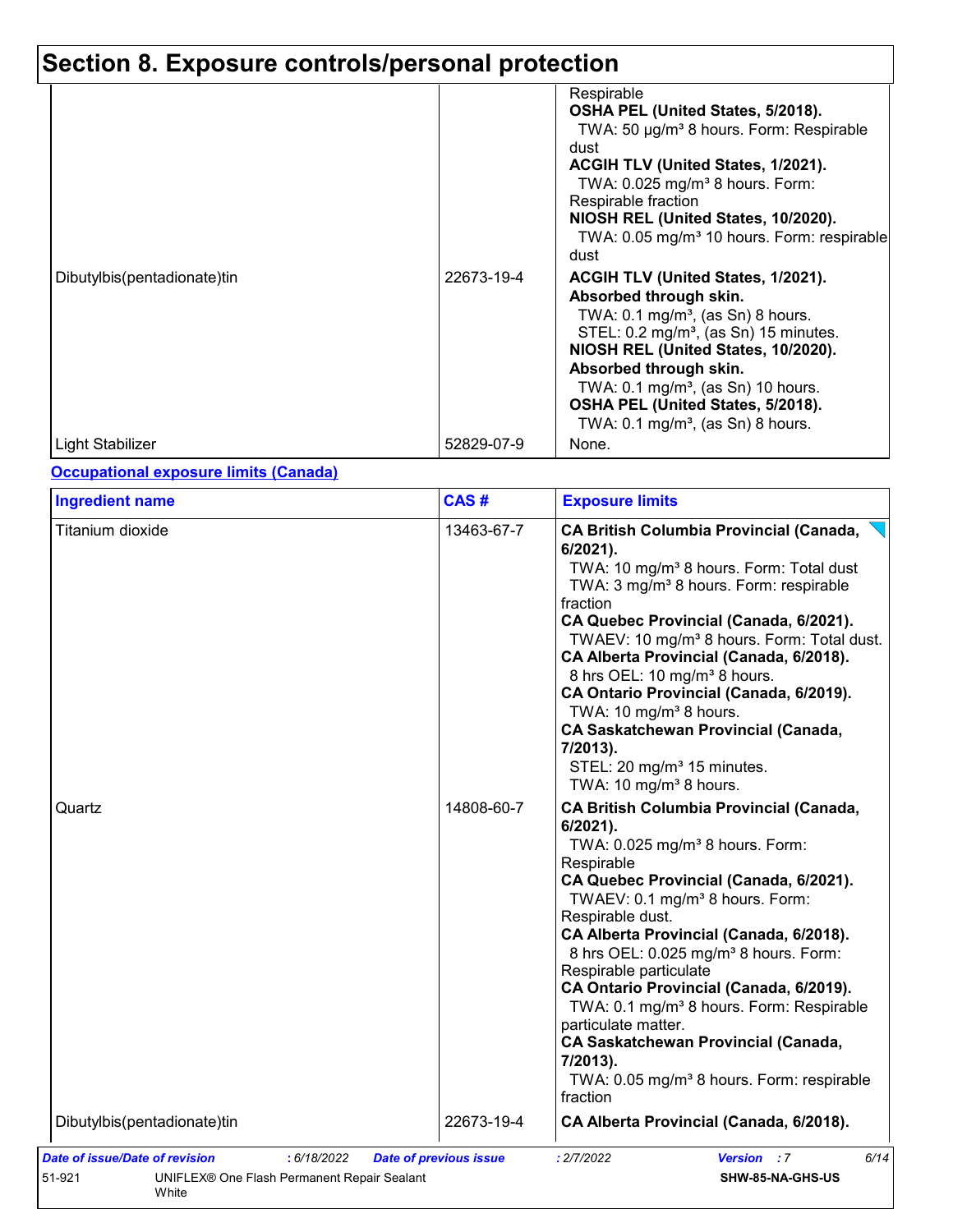# Section 8. Exposure controls/personal protection

| | | |
|---|---|---|
| | | Respirable<br>**OSHA PEL (United States, 5/2018).**<br>TWA: 50 μg/m³ 8 hours. Form: Respirable dust<br>**ACGIH TLV (United States, 1/2021).**<br>TWA: 0.025 mg/m³ 8 hours. Form: Respirable fraction<br>**NIOSH REL (United States, 10/2020).**<br>TWA: 0.05 mg/m³ 10 hours. Form: respirable dust |
| Dibutylbis(pentadionate)tin | 22673-19-4 | **ACGIH TLV (United States, 1/2021). Absorbed through skin.**<br>TWA: 0.1 mg/m³, (as Sn) 8 hours.<br>STEL: 0.2 mg/m³, (as Sn) 15 minutes.<br>**NIOSH REL (United States, 10/2020). Absorbed through skin.**<br>TWA: 0.1 mg/m³, (as Sn) 10 hours.<br>**OSHA PEL (United States, 5/2018).**<br>TWA: 0.1 mg/m³, (as Sn) 8 hours. |
| Light Stabilizer | 52829-07-9 | None. |

**Occupational exposure limits (Canada)**

| Ingredient name | CAS # | Exposure limits |
|---|---|---|
| Titanium dioxide | 13463-67-7 | **CA British Columbia Provincial (Canada, 6/2021).**<br>TWA: 10 mg/m³ 8 hours. Form: Total dust<br>TWA: 3 mg/m³ 8 hours. Form: respirable fraction<br>**CA Quebec Provincial (Canada, 6/2021).**<br>TWAEV: 10 mg/m³ 8 hours. Form: Total dust.<br>**CA Alberta Provincial (Canada, 6/2018).**<br>8 hrs OEL: 10 mg/m³ 8 hours.<br>**CA Ontario Provincial (Canada, 6/2019).**<br>TWA: 10 mg/m³ 8 hours.<br>**CA Saskatchewan Provincial (Canada, 7/2013).**<br>STEL: 20 mg/m³ 15 minutes.<br>TWA: 10 mg/m³ 8 hours. |
| Quartz | 14808-60-7 | **CA British Columbia Provincial (Canada, 6/2021).**<br>TWA: 0.025 mg/m³ 8 hours. Form: Respirable<br>**CA Quebec Provincial (Canada, 6/2021).**<br>TWAEV: 0.1 mg/m³ 8 hours. Form: Respirable dust.<br>**CA Alberta Provincial (Canada, 6/2018).**<br>8 hrs OEL: 0.025 mg/m³ 8 hours. Form: Respirable particulate<br>**CA Ontario Provincial (Canada, 6/2019).**<br>TWA: 0.1 mg/m³ 8 hours. Form: Respirable particulate matter.<br>**CA Saskatchewan Provincial (Canada, 7/2013).**<br>TWA: 0.05 mg/m³ 8 hours. Form: respirable fraction |
| Dibutylbis(pentadionate)tin | 22673-19-4 | **CA Alberta Provincial (Canada, 6/2018).** |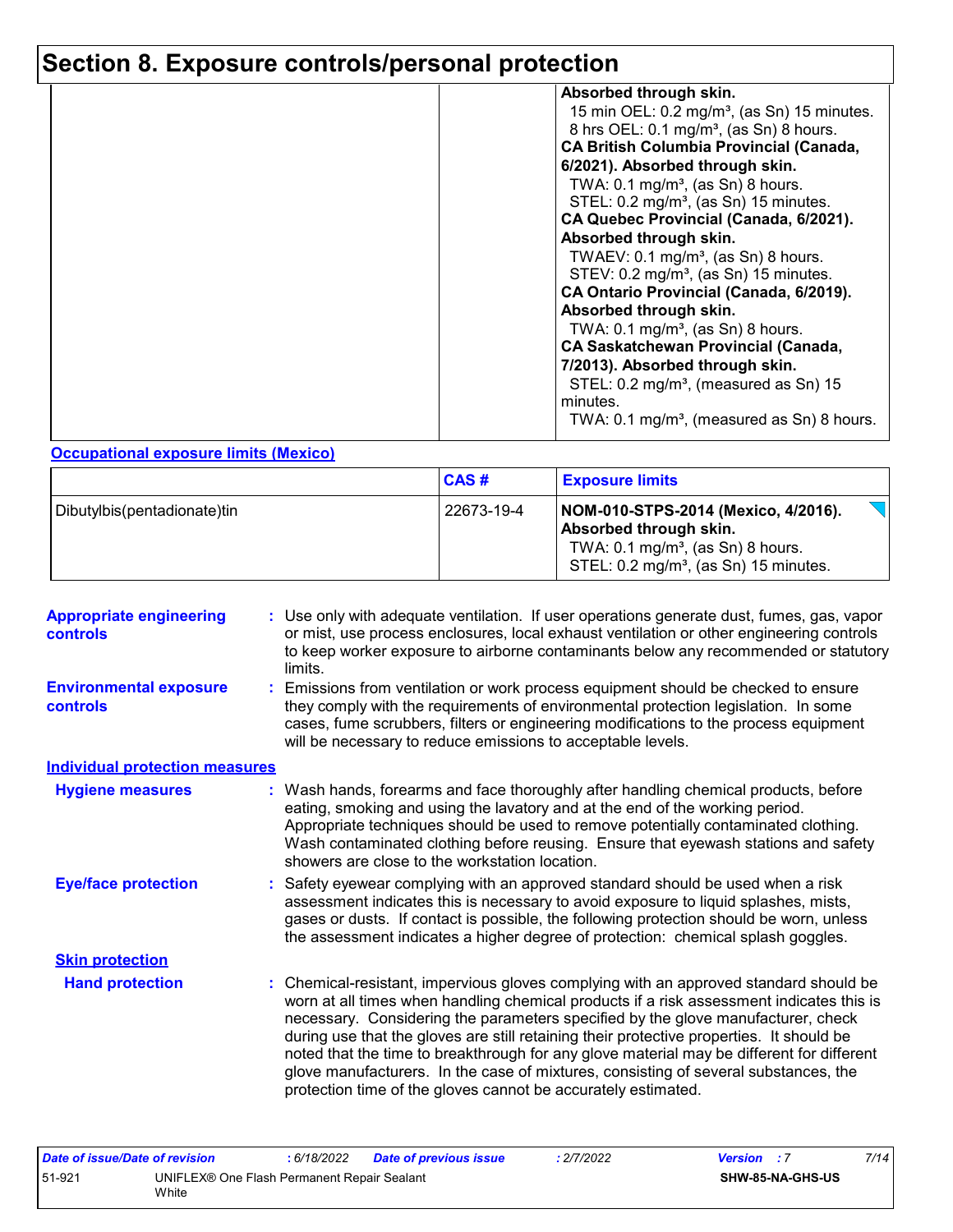# Section 8. Exposure controls/personal protection

| | | |
|---|---|---|
| | | **Absorbed through skin.**<br>15 min OEL: 0.2 mg/m³, (as Sn) 15 minutes.<br>8 hrs OEL: 0.1 mg/m³, (as Sn) 8 hours.<br>**CA British Columbia Provincial (Canada, 6/2021). Absorbed through skin.**<br>TWA: 0.1 mg/m³, (as Sn) 8 hours.<br>STEL: 0.2 mg/m³, (as Sn) 15 minutes.<br>**CA Quebec Provincial (Canada, 6/2021). Absorbed through skin.**<br>TWAEV: 0.1 mg/m³, (as Sn) 8 hours.<br>STEV: 0.2 mg/m³, (as Sn) 15 minutes.<br>**CA Ontario Provincial (Canada, 6/2019). Absorbed through skin.**<br>TWA: 0.1 mg/m³, (as Sn) 8 hours.<br>**CA Saskatchewan Provincial (Canada, 7/2013). Absorbed through skin.**<br>STEL: 0.2 mg/m³, (measured as Sn) 15 minutes.<br>TWA: 0.1 mg/m³, (measured as Sn) 8 hours. |

**Occupational exposure limits (Mexico)**

| | CAS # | Exposure limits |
|---|---|---|
| Dibutylbis(pentadionate)tin | 22673-19-4 | **NOM-010-STPS-2014 (Mexico, 4/2016). Absorbed through skin.**<br>TWA: 0.1 mg/m³, (as Sn) 8 hours.<br>STEL: 0.2 mg/m³, (as Sn) 15 minutes. |

**Appropriate engineering controls** : Use only with adequate ventilation. If user operations generate dust, fumes, gas, vapor or mist, use process enclosures, local exhaust ventilation or other engineering controls to keep worker exposure to airborne contaminants below any recommended or statutory limits.

**Environmental exposure controls** : Emissions from ventilation or work process equipment should be checked to ensure they comply with the requirements of environmental protection legislation. In some cases, fume scrubbers, filters or engineering modifications to the process equipment will be necessary to reduce emissions to acceptable levels.

## Individual protection measures

**Hygiene measures** : Wash hands, forearms and face thoroughly after handling chemical products, before eating, smoking and using the lavatory and at the end of the working period. Appropriate techniques should be used to remove potentially contaminated clothing. Wash contaminated clothing before reusing. Ensure that eyewash stations and safety showers are close to the workstation location.

**Eye/face protection** : Safety eyewear complying with an approved standard should be used when a risk assessment indicates this is necessary to avoid exposure to liquid splashes, mists, gases or dusts. If contact is possible, the following protection should be worn, unless the assessment indicates a higher degree of protection: chemical splash goggles.

### Skin protection

**Hand protection** : Chemical-resistant, impervious gloves complying with an approved standard should be worn at all times when handling chemical products if a risk assessment indicates this is necessary. Considering the parameters specified by the glove manufacturer, check during use that the gloves are still retaining their protective properties. It should be noted that the time to breakthrough for any glove material may be different for different glove manufacturers. In the case of mixtures, consisting of several substances, the protection time of the gloves cannot be accurately estimated.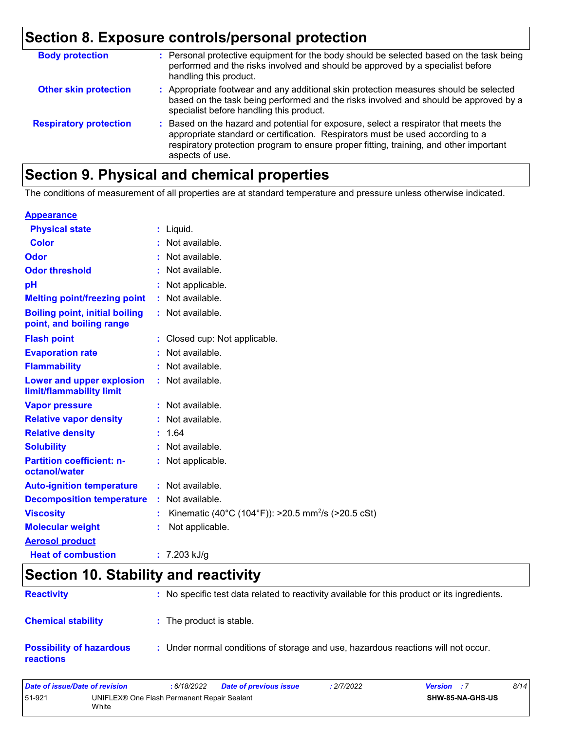## Section 8. Exposure controls/personal protection

| | |
|---|---|
| **Body protection** | : Personal protective equipment for the body should be selected based on the task being performed and the risks involved and should be approved by a specialist before handling this product. |
| **Other skin protection** | : Appropriate footwear and any additional skin protection measures should be selected based on the task being performed and the risks involved and should be approved by a specialist before handling this product. |
| **Respiratory protection** | : Based on the hazard and potential for exposure, select a respirator that meets the appropriate standard or certification. Respirators must be used according to a respiratory protection program to ensure proper fitting, training, and other important aspects of use. |

## Section 9. Physical and chemical properties

The conditions of measurement of all properties are at standard temperature and pressure unless otherwise indicated.

**Appearance**

| | |
|---|---|
| **Physical state** | : Liquid. |
| **Color** | : Not available. |
| **Odor** | : Not available. |
| **Odor threshold** | : Not available. |
| **pH** | : Not applicable. |
| **Melting point/freezing point** | : Not available. |
| **Boiling point, initial boiling point, and boiling range** | : Not available. |
| **Flash point** | : Closed cup: Not applicable. |
| **Evaporation rate** | : Not available. |
| **Flammability** | : Not available. |
| **Lower and upper explosion limit/flammability limit** | : Not available. |
| **Vapor pressure** | : Not available. |
| **Relative vapor density** | : Not available. |
| **Relative density** | : 1.64 |
| **Solubility** | : Not available. |
| **Partition coefficient: n-octanol/water** | : Not applicable. |
| **Auto-ignition temperature** | : Not available. |
| **Decomposition temperature** | : Not available. |
| **Viscosity** | : Kinematic (40°C (104°F)): >20.5 $mm^2/s$ (>20.5 cSt) |
| **Molecular weight** | : Not applicable. |

**Aerosol product**

| | |
|---|---|
| **Heat of combustion** | : 7.203 kJ/g |

## Section 10. Stability and reactivity

| | |
|---|---|
| **Reactivity** | : No specific test data related to reactivity available for this product or its ingredients. |
| **Chemical stability** | : The product is stable. |
| **Possibility of hazardous reactions** | : Under normal conditions of storage and use, hazardous reactions will not occur. |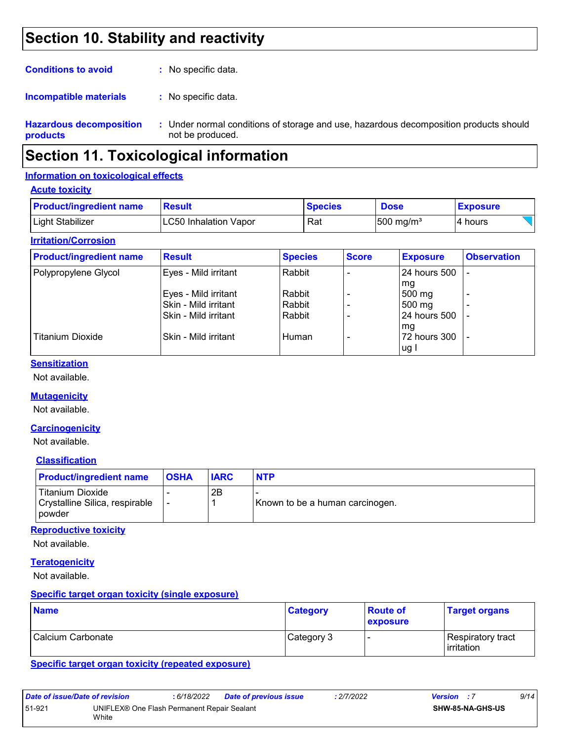# Section 10. Stability and reactivity

**Conditions to avoid** : No specific data.

**Incompatible materials** : No specific data.

**Hazardous decomposition products** : Under normal conditions of storage and use, hazardous decomposition products should not be produced.

# Section 11. Toxicological information

## Information on toxicological effects

### Acute toxicity

| Product/ingredient name | Result | Species | Dose | Exposure |
|---|---|---|---|---|
| Light Stabilizer | LC50 Inhalation Vapor | Rat | 500 mg/m³ | 4 hours |

### Irritation/Corrosion

| Product/ingredient name | Result | Species | Score | Exposure | Observation |
|---|---|---|---|---|---|
| Polypropylene Glycol | Eyes - Mild irritant | Rabbit | - | 24 hours 500 mg | - |
| | Eyes - Mild irritant | Rabbit | - | 500 mg | - |
| | Skin - Mild irritant | Rabbit | - | 500 mg | - |
| | Skin - Mild irritant | Rabbit | - | 24 hours 500 mg | - |
| Titanium Dioxide | Skin - Mild irritant | Human | - | 72 hours 300 ug I | - |

### Sensitization

Not available.

### Mutagenicity

Not available.

### Carcinogenicity

Not available.

### Classification

| Product/ingredient name | OSHA | IARC | NTP |
|---|---|---|---|
| Titanium Dioxide | - | 2B | - |
| Crystalline Silica, respirable powder | - | 1 | Known to be a human carcinogen. |

### Reproductive toxicity

Not available.

### Teratogenicity

Not available.

### Specific target organ toxicity (single exposure)

| Name | Category | Route of exposure | Target organs |
|---|---|---|---|
| Calcium Carbonate | Category 3 | - | Respiratory tract irritation |

### Specific target organ toxicity (repeated exposure)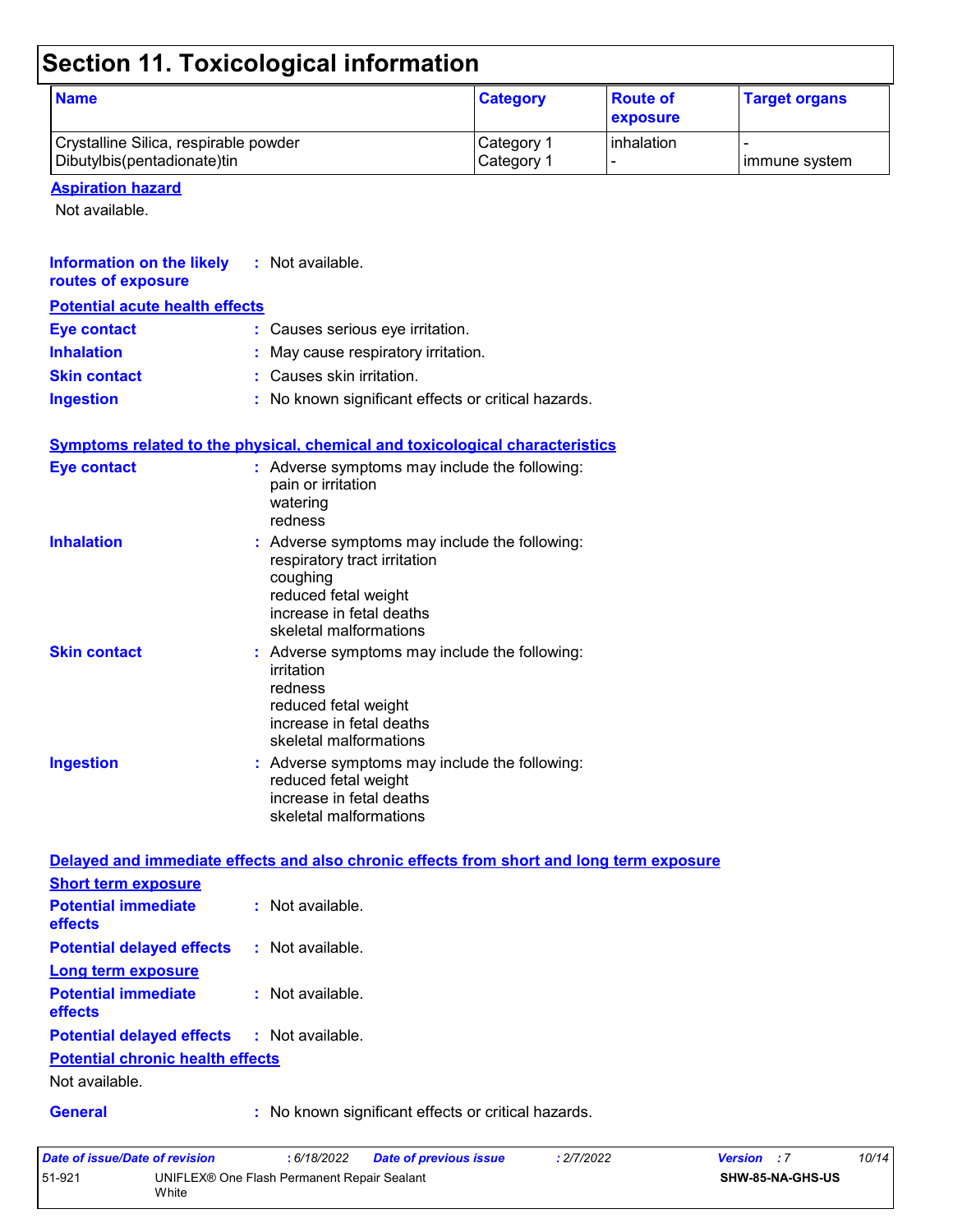# Section 11. Toxicological information

| Name | Category | Route of exposure | Target organs |
|---|---|---|---|
| Crystalline Silica, respirable powder | Category 1 | inhalation | - |
| Dibutylbis(pentadionate)tin | Category 1 | - | immune system |

**Aspiration hazard**

Not available.

**Information on the likely routes of exposure** : Not available.

**Potential acute health effects**

**Eye contact** : Causes serious eye irritation.

**Inhalation** : May cause respiratory irritation.

**Skin contact** : Causes skin irritation.

**Ingestion** : No known significant effects or critical hazards.

**Symptoms related to the physical, chemical and toxicological characteristics**

**Eye contact** : Adverse symptoms may include the following:
pain or irritation
watering
redness

**Inhalation** : Adverse symptoms may include the following:
respiratory tract irritation
coughing
reduced fetal weight
increase in fetal deaths
skeletal malformations

**Skin contact** : Adverse symptoms may include the following:
irritation
redness
reduced fetal weight
increase in fetal deaths
skeletal malformations

**Ingestion** : Adverse symptoms may include the following:
reduced fetal weight
increase in fetal deaths
skeletal malformations

**Delayed and immediate effects and also chronic effects from short and long term exposure**

**Short term exposure**

**Potential immediate effects** : Not available.

**Potential delayed effects** : Not available.

**Long term exposure**

**Potential immediate effects** : Not available.

**Potential delayed effects** : Not available.

**Potential chronic health effects**

Not available.

**General** : No known significant effects or critical hazards.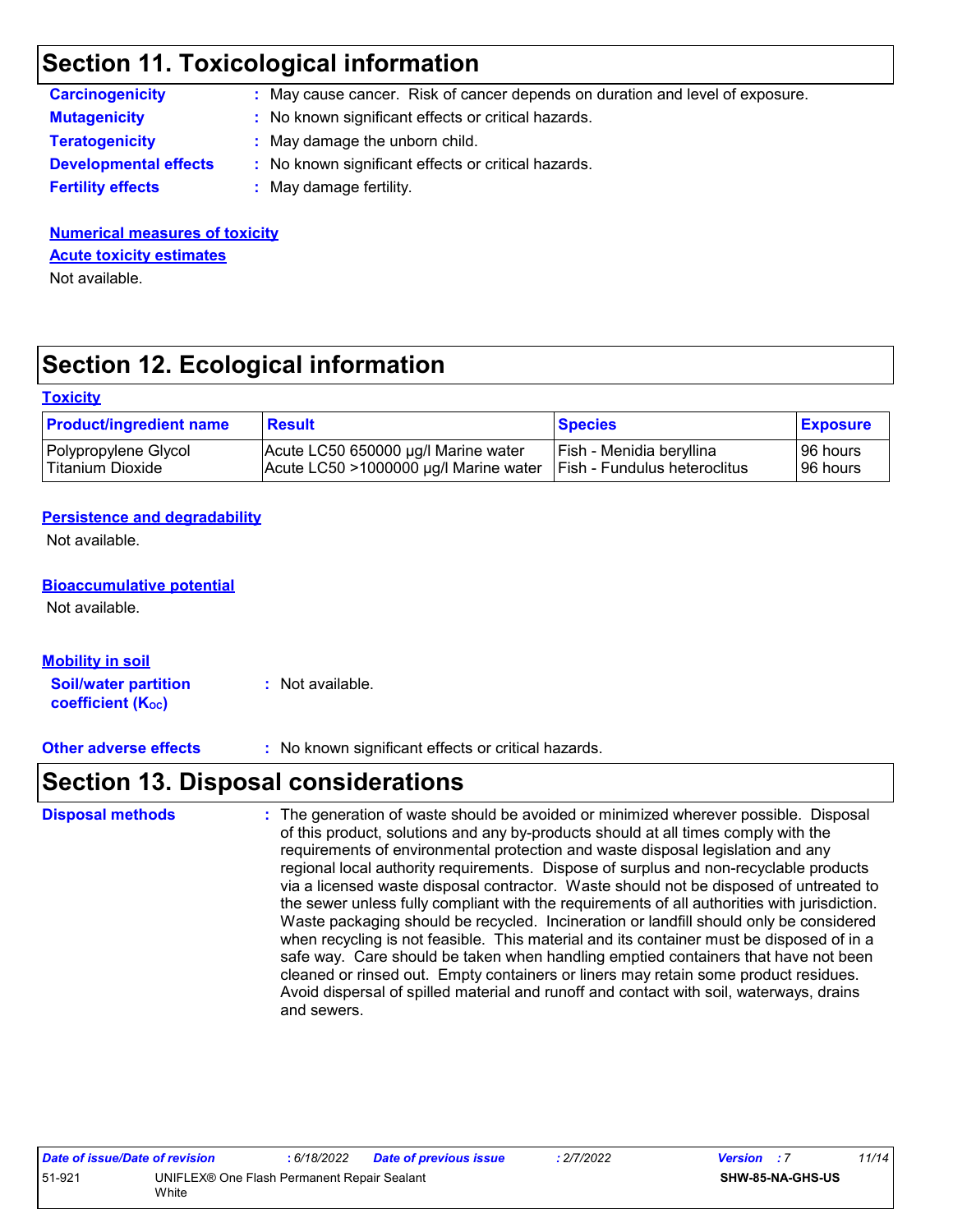## Section 11. Toxicological information

**Carcinogenicity** : May cause cancer. Risk of cancer depends on duration and level of exposure.

**Mutagenicity** : No known significant effects or critical hazards.

**Teratogenicity** : May damage the unborn child.

**Developmental effects** : No known significant effects or critical hazards.

**Fertility effects** : May damage fertility.

**Numerical measures of toxicity**

**Acute toxicity estimates**

Not available.

## Section 12. Ecological information

**Toxicity**

| Product/ingredient name | Result | Species | Exposure |
|---|---|---|---|
| Polypropylene Glycol | Acute LC50 650000 µg/l Marine water | Fish - Menidia beryllina | 96 hours |
| Titanium Dioxide | Acute LC50 >1000000 µg/l Marine water | Fish - Fundulus heteroclitus | 96 hours |

**Persistence and degradability**

Not available.

**Bioaccumulative potential**

Not available.

**Mobility in soil**

**Soil/water partition coefficient ($K_{OC}$)** : Not available.

**Other adverse effects** : No known significant effects or critical hazards.

## Section 13. Disposal considerations

**Disposal methods** : The generation of waste should be avoided or minimized wherever possible. Disposal of this product, solutions and any by-products should at all times comply with the requirements of environmental protection and waste disposal legislation and any regional local authority requirements. Dispose of surplus and non-recyclable products via a licensed waste disposal contractor. Waste should not be disposed of untreated to the sewer unless fully compliant with the requirements of all authorities with jurisdiction. Waste packaging should be recycled. Incineration or landfill should only be considered when recycling is not feasible. This material and its container must be disposed of in a safe way. Care should be taken when handling emptied containers that have not been cleaned or rinsed out. Empty containers or liners may retain some product residues. Avoid dispersal of spilled material and runoff and contact with soil, waterways, drains and sewers.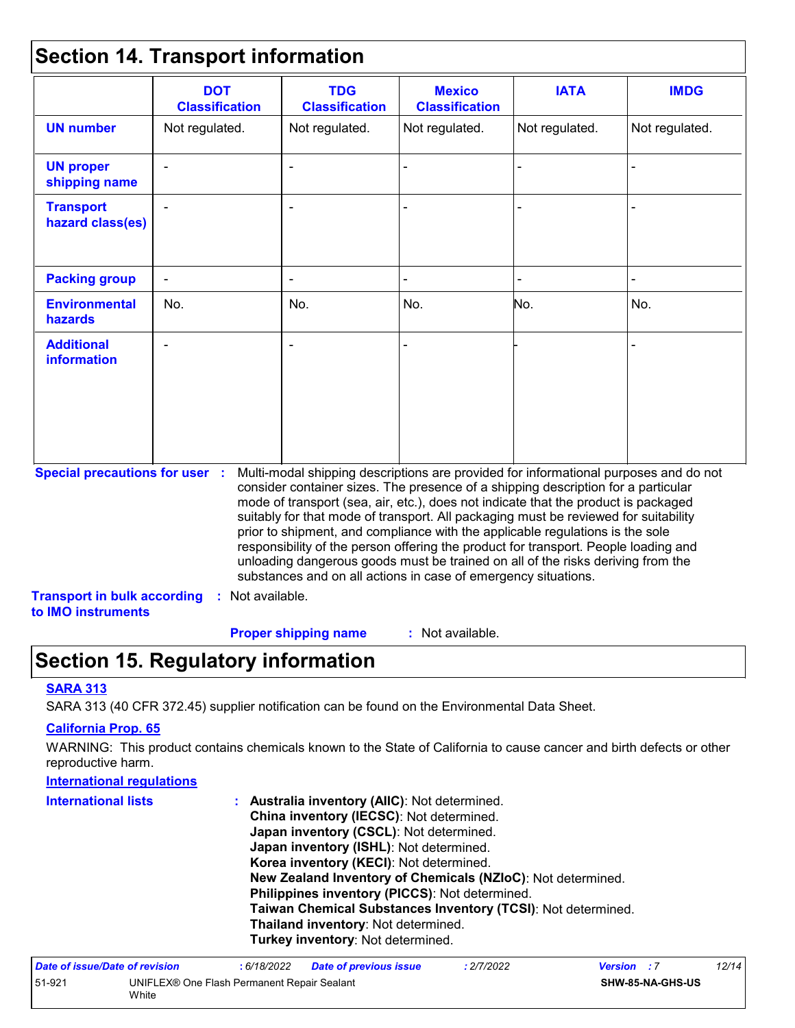## Section 14. Transport information

| | DOT Classification | TDG Classification | Mexico Classification | IATA | IMDG |
|---|---|---|---|---|---|
| **UN number** | Not regulated. | Not regulated. | Not regulated. | Not regulated. | Not regulated. |
| **UN proper shipping name** | - | - | - | - | - |
| **Transport hazard class(es)** | - | - | - | - | - |
| **Packing group** | - | - | - | - | - |
| **Environmental hazards** | No. | No. | No. | No. | No. |
| **Additional information** | - | - | - | - | - |

**Special precautions for user** : Multi-modal shipping descriptions are provided for informational purposes and do not consider container sizes. The presence of a shipping description for a particular mode of transport (sea, air, etc.), does not indicate that the product is packaged suitably for that mode of transport. All packaging must be reviewed for suitability prior to shipment, and compliance with the applicable regulations is the sole responsibility of the person offering the product for transport. People loading and unloading dangerous goods must be trained on all of the risks deriving from the substances and on all actions in case of emergency situations.

**Transport in bulk according to IMO instruments** : Not available.

**Proper shipping name** : Not available.

## Section 15. Regulatory information

**SARA 313**

SARA 313 (40 CFR 372.45) supplier notification can be found on the Environmental Data Sheet.

**California Prop. 65**

WARNING: This product contains chemicals known to the State of California to cause cancer and birth defects or other reproductive harm.

**International regulations**

**International lists** :
**Australia inventory (AIIC)**: Not determined.
**China inventory (IECSC)**: Not determined.
**Japan inventory (CSCL)**: Not determined.
**Japan inventory (ISHL)**: Not determined.
**Korea inventory (KECI)**: Not determined.
**New Zealand Inventory of Chemicals (NZIoC)**: Not determined.
**Philippines inventory (PICCS)**: Not determined.
**Taiwan Chemical Substances Inventory (TCSI)**: Not determined.
**Thailand inventory**: Not determined.
**Turkey inventory**: Not determined.

| *Date of issue/Date of revision* | : 6/18/2022 | *Date of previous issue* | : 2/7/2022 | *Version* : 7 |
|---|---|---|---|---|
| 51-921 | UNIFLEX® One Flash Permanent Repair Sealant White | | | SHW-85-NA-GHS-US |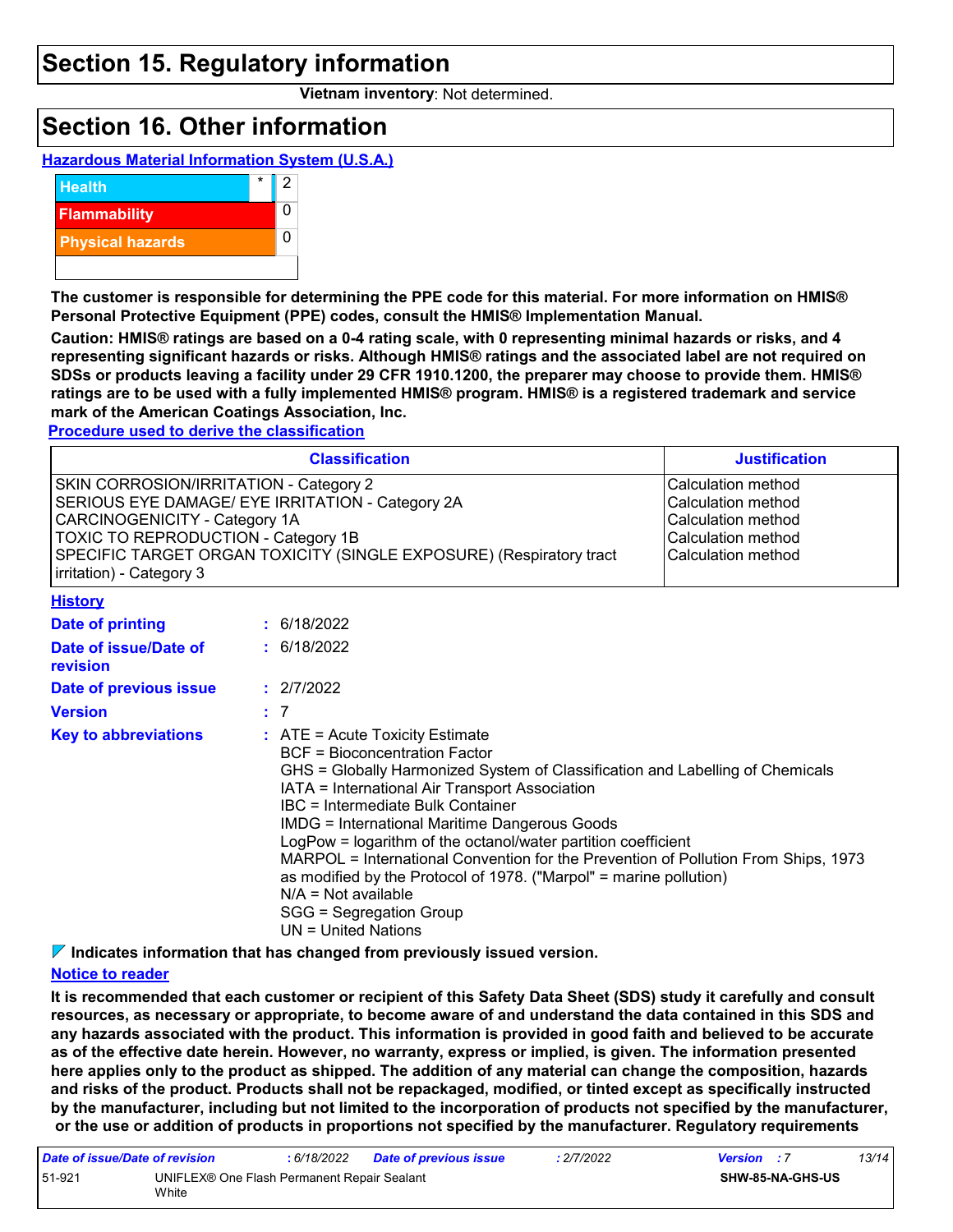## Section 15. Regulatory information

**Vietnam inventory**: Not determined.

## Section 16. Other information

**Hazardous Material Information System (U.S.A.)**

| | | |
|---|---|---|
| Health | * | 2 |
| Flammability | | 0 |
| Physical hazards | | 0 |

**The customer is responsible for determining the PPE code for this material. For more information on HMIS® Personal Protective Equipment (PPE) codes, consult the HMIS® Implementation Manual.**

**Caution: HMIS® ratings are based on a 0-4 rating scale, with 0 representing minimal hazards or risks, and 4 representing significant hazards or risks. Although HMIS® ratings and the associated label are not required on SDSs or products leaving a facility under 29 CFR 1910.1200, the preparer may choose to provide them. HMIS® ratings are to be used with a fully implemented HMIS® program. HMIS® is a registered trademark and service mark of the American Coatings Association, Inc.**

**Procedure used to derive the classification**

| Classification | Justification |
|---|---|
| SKIN CORROSION/IRRITATION - Category 2 | Calculation method |
| SERIOUS EYE DAMAGE/ EYE IRRITATION - Category 2A | Calculation method |
| CARCINOGENICITY - Category 1A | Calculation method |
| TOXIC TO REPRODUCTION - Category 1B | Calculation method |
| SPECIFIC TARGET ORGAN TOXICITY (SINGLE EXPOSURE) (Respiratory tract irritation) - Category 3 | Calculation method |

**History**

**Date of printing** : 6/18/2022

**Date of issue/Date of revision** : 6/18/2022

**Date of previous issue** : 2/7/2022

**Version** : 7

**Key to abbreviations** :
- ATE = Acute Toxicity Estimate
- BCF = Bioconcentration Factor
- GHS = Globally Harmonized System of Classification and Labelling of Chemicals
- IATA = International Air Transport Association
- IBC = Intermediate Bulk Container
- IMDG = International Maritime Dangerous Goods
- LogPow = logarithm of the octanol/water partition coefficient
- MARPOL = International Convention for the Prevention of Pollution From Ships, 1973 as modified by the Protocol of 1978. ("Marpol" = marine pollution)
- N/A = Not available
- SGG = Segregation Group
- UN = United Nations

**Indicates information that has changed from previously issued version.**

**Notice to reader**

**It is recommended that each customer or recipient of this Safety Data Sheet (SDS) study it carefully and consult resources, as necessary or appropriate, to become aware of and understand the data contained in this SDS and any hazards associated with the product. This information is provided in good faith and believed to be accurate as of the effective date herein. However, no warranty, express or implied, is given. The information presented here applies only to the product as shipped. The addition of any material can change the composition, hazards and risks of the product. Products shall not be repackaged, modified, or tinted except as specifically instructed by the manufacturer, including but not limited to the incorporation of products not specified by the manufacturer, or the use or addition of products in proportions not specified by the manufacturer. Regulatory requirements**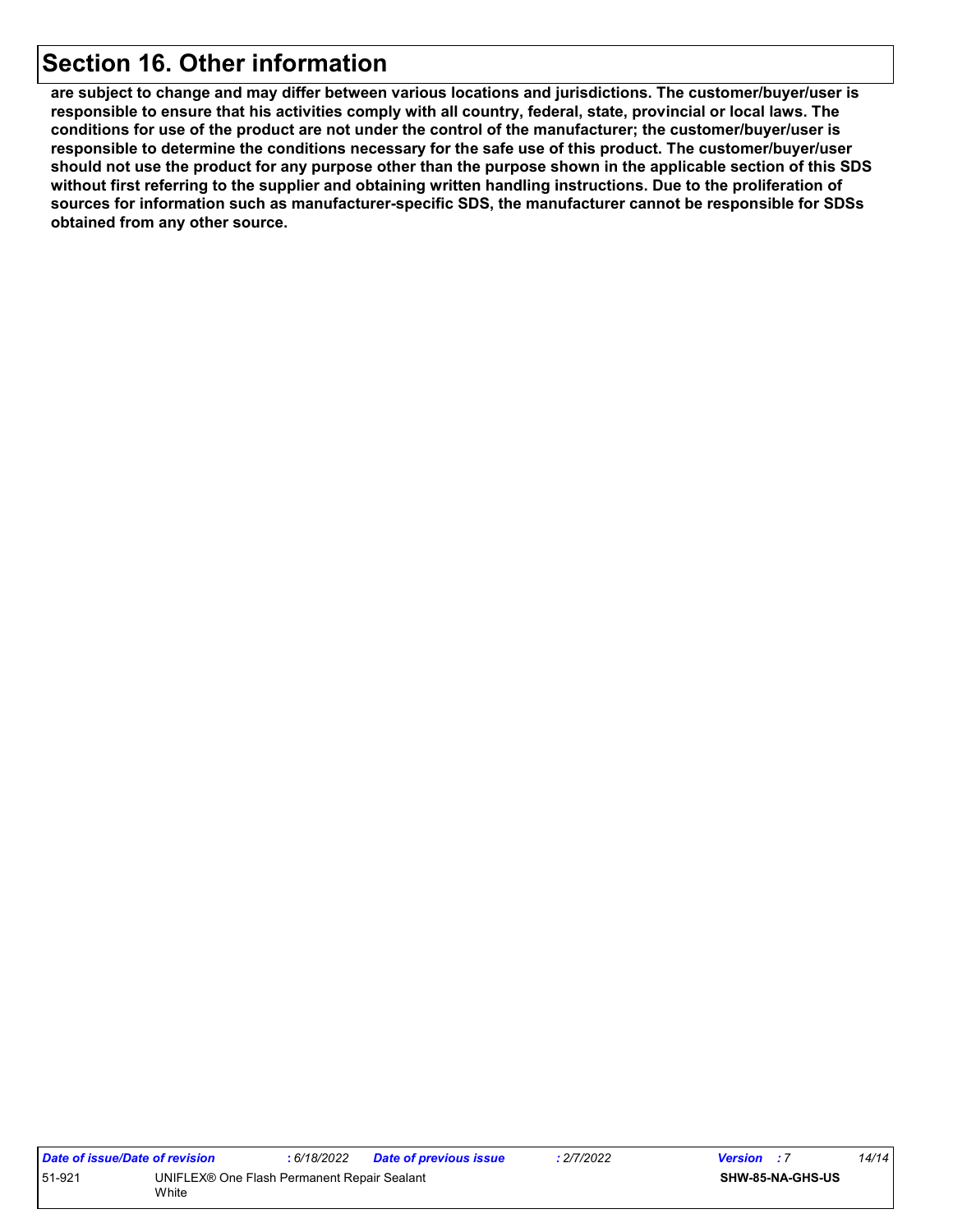# Section 16. Other information

**are subject to change and may differ between various locations and jurisdictions. The customer/buyer/user is responsible to ensure that his activities comply with all country, federal, state, provincial or local laws. The conditions for use of the product are not under the control of the manufacturer; the customer/buyer/user is responsible to determine the conditions necessary for the safe use of this product. The customer/buyer/user should not use the product for any purpose other than the purpose shown in the applicable section of this SDS without first referring to the supplier and obtaining written handling instructions. Due to the proliferation of sources for information such as manufacturer-specific SDS, the manufacturer cannot be responsible for SDSs obtained from any other source.**